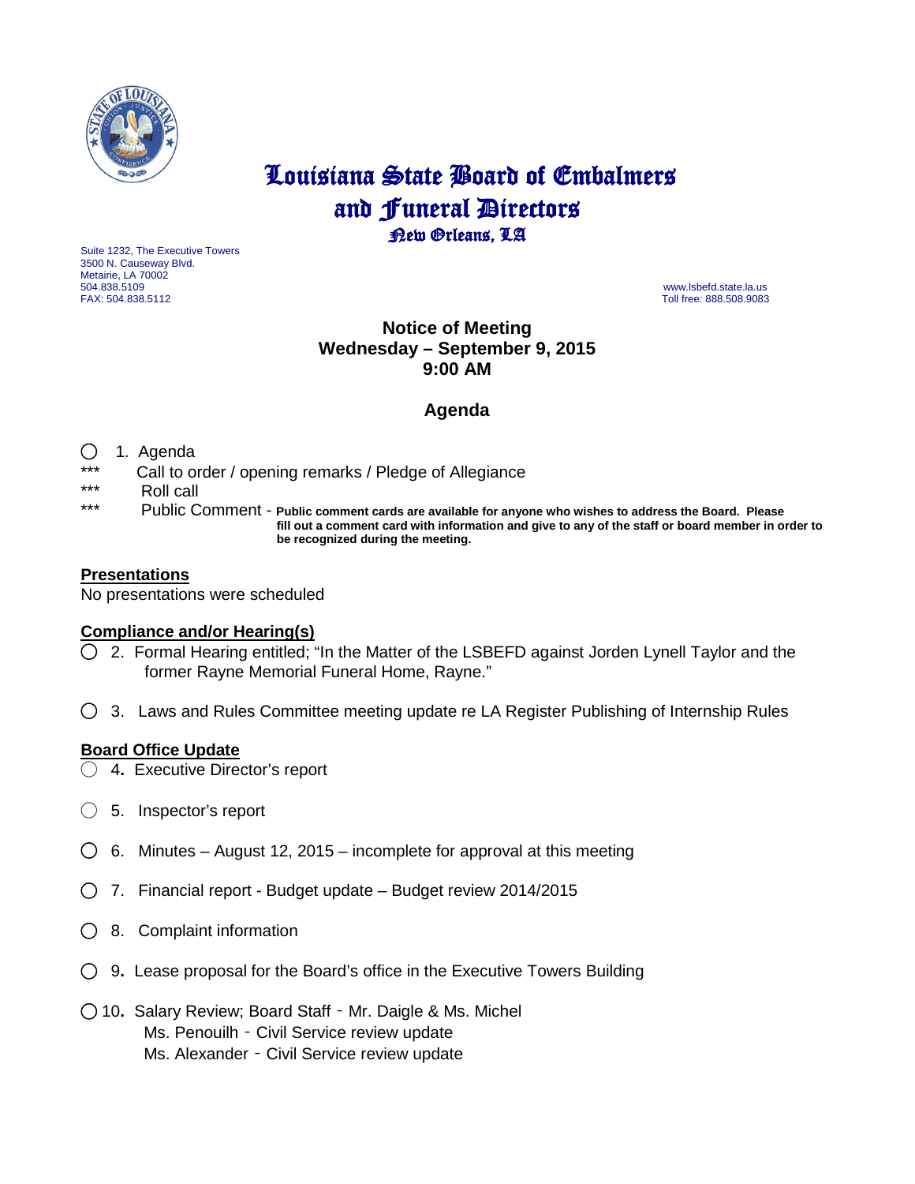# Louisiana State Board of Embalmers and Funeral Directors

## New Orleans, LA

Suite 1232, The Executive Towers
3500 N. Causeway Blvd.
Metairie, LA 70002
504.838.5109
FAX: 504.838.5112

www.lsbefd.state.la.us
Toll free: 888.508.9083

**Notice of Meeting**
**Wednesday – September 9, 2015**
**9:00 AM**

## Agenda

○ 1. Agenda

*** Call to order / opening remarks / Pledge of Allegiance

*** Roll call

*** Public Comment - **Public comment cards are available for anyone who wishes to address the Board. Please fill out a comment card with information and give to any of the staff or board member in order to be recognized during the meeting.**

### Presentations

No presentations were scheduled

### Compliance and/or Hearing(s)

○ 2. Formal Hearing entitled; "In the Matter of the LSBEFD against Jorden Lynell Taylor and the former Rayne Memorial Funeral Home, Rayne."

○ 3. Laws and Rules Committee meeting update re LA Register Publishing of Internship Rules

### Board Office Update

○ 4. Executive Director's report

○ 5. Inspector's report

○ 6. Minutes – August 12, 2015 – incomplete for approval at this meeting

○ 7. Financial report - Budget update – Budget review 2014/2015

○ 8. Complaint information

○ 9. Lease proposal for the Board's office in the Executive Towers Building

○ 10. Salary Review; Board Staff – Mr. Daigle & Ms. Michel
Ms. Penouilh – Civil Service review update
Ms. Alexander – Civil Service review update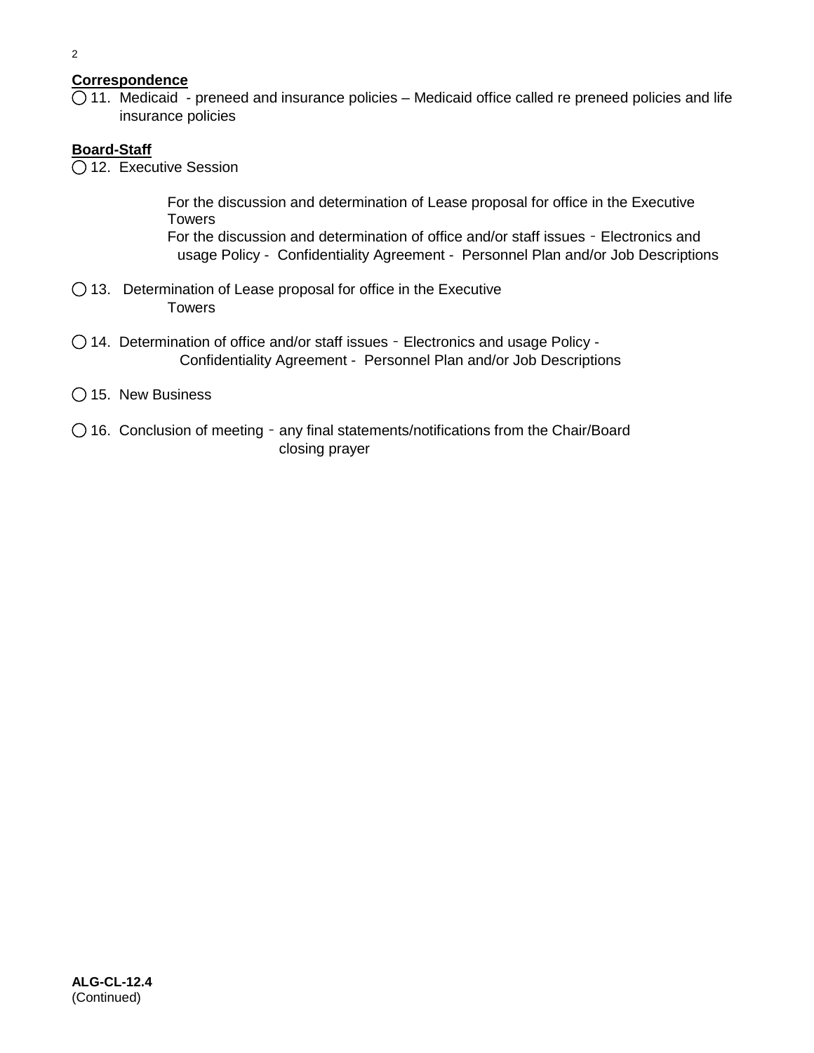**Correspondence**

◯ 11. Medicaid - preneed and insurance policies – Medicaid office called re preneed policies and life insurance policies

**Board-Staff**

◯ 12. Executive Session

For the discussion and determination of Lease proposal for office in the Executive Towers

For the discussion and determination of office and/or staff issues ‑ Electronics and usage Policy - Confidentiality Agreement - Personnel Plan and/or Job Descriptions

◯ 13. Determination of Lease proposal for office in the Executive Towers

◯ 14. Determination of office and/or staff issues ‑ Electronics and usage Policy - Confidentiality Agreement - Personnel Plan and/or Job Descriptions

◯ 15. New Business

◯ 16. Conclusion of meeting ‑ any final statements/notifications from the Chair/Board closing prayer

**ALG-CL-12.4**
(Continued)